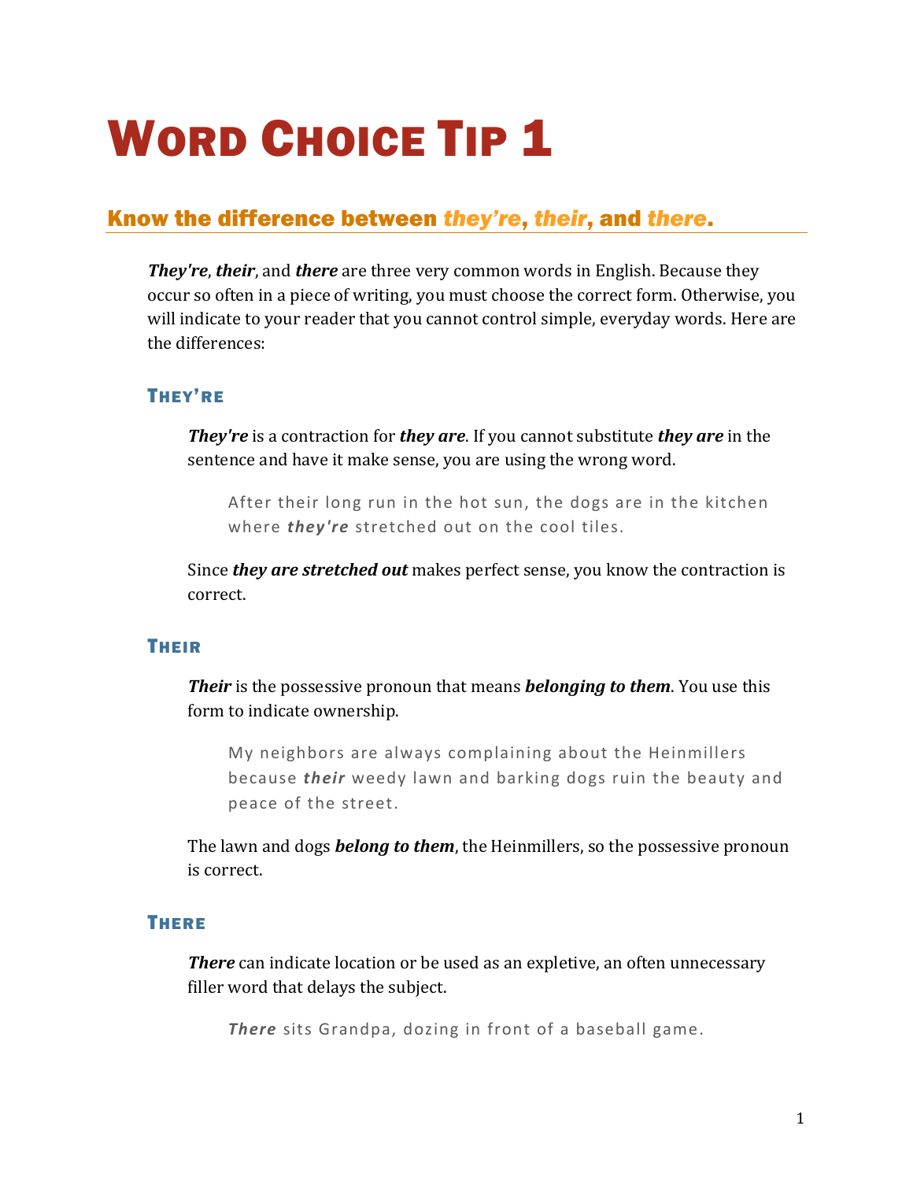# Word Choice Tip 1

## Know the difference between *they're*, *their*, and *there*.

***They're***, ***their***, and ***there*** are three very common words in English. Because they occur so often in a piece of writing, you must choose the correct form. Otherwise, you will indicate to your reader that you cannot control simple, everyday words. Here are the differences:

### They're

***They're*** is a contraction for ***they are***. If you cannot substitute ***they are*** in the sentence and have it make sense, you are using the wrong word.

> After their long run in the hot sun, the dogs are in the kitchen where ***they're*** stretched out on the cool tiles.

Since ***they are stretched out*** makes perfect sense, you know the contraction is correct.

### Their

***Their*** is the possessive pronoun that means ***belonging to them***. You use this form to indicate ownership.

> My neighbors are always complaining about the Heinmillers because ***their*** weedy lawn and barking dogs ruin the beauty and peace of the street.

The lawn and dogs ***belong to them***, the Heinmillers, so the possessive pronoun is correct.

### There

***There*** can indicate location or be used as an expletive, an often unnecessary filler word that delays the subject.

> ***There*** sits Grandpa, dozing in front of a baseball game.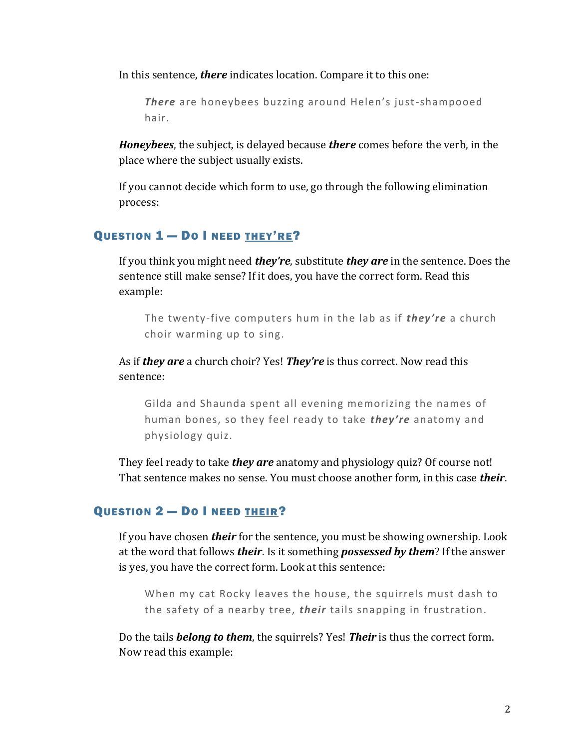In this sentence, ***there*** indicates location. Compare it to this one:

> ***There*** are honeybees buzzing around Helen's just-shampooed hair.

***Honeybees***, the subject, is delayed because ***there*** comes before the verb, in the place where the subject usually exists.

If you cannot decide which form to use, go through the following elimination process:

## Question 1 — Do I need they're?

If you think you might need ***they're***, substitute ***they are*** in the sentence. Does the sentence still make sense? If it does, you have the correct form. Read this example:

> The twenty-five computers hum in the lab as if ***they're*** a church choir warming up to sing.

As if ***they are*** a church choir? Yes! ***They're*** is thus correct. Now read this sentence:

> Gilda and Shaunda spent all evening memorizing the names of human bones, so they feel ready to take ***they're*** anatomy and physiology quiz.

They feel ready to take ***they are*** anatomy and physiology quiz? Of course not! That sentence makes no sense. You must choose another form, in this case ***their***.

## Question 2 — Do I need their?

If you have chosen ***their*** for the sentence, you must be showing ownership. Look at the word that follows ***their***. Is it something ***possessed by them***? If the answer is yes, you have the correct form. Look at this sentence:

> When my cat Rocky leaves the house, the squirrels must dash to the safety of a nearby tree, ***their*** tails snapping in frustration.

Do the tails ***belong to them***, the squirrels? Yes! ***Their*** is thus the correct form. Now read this example: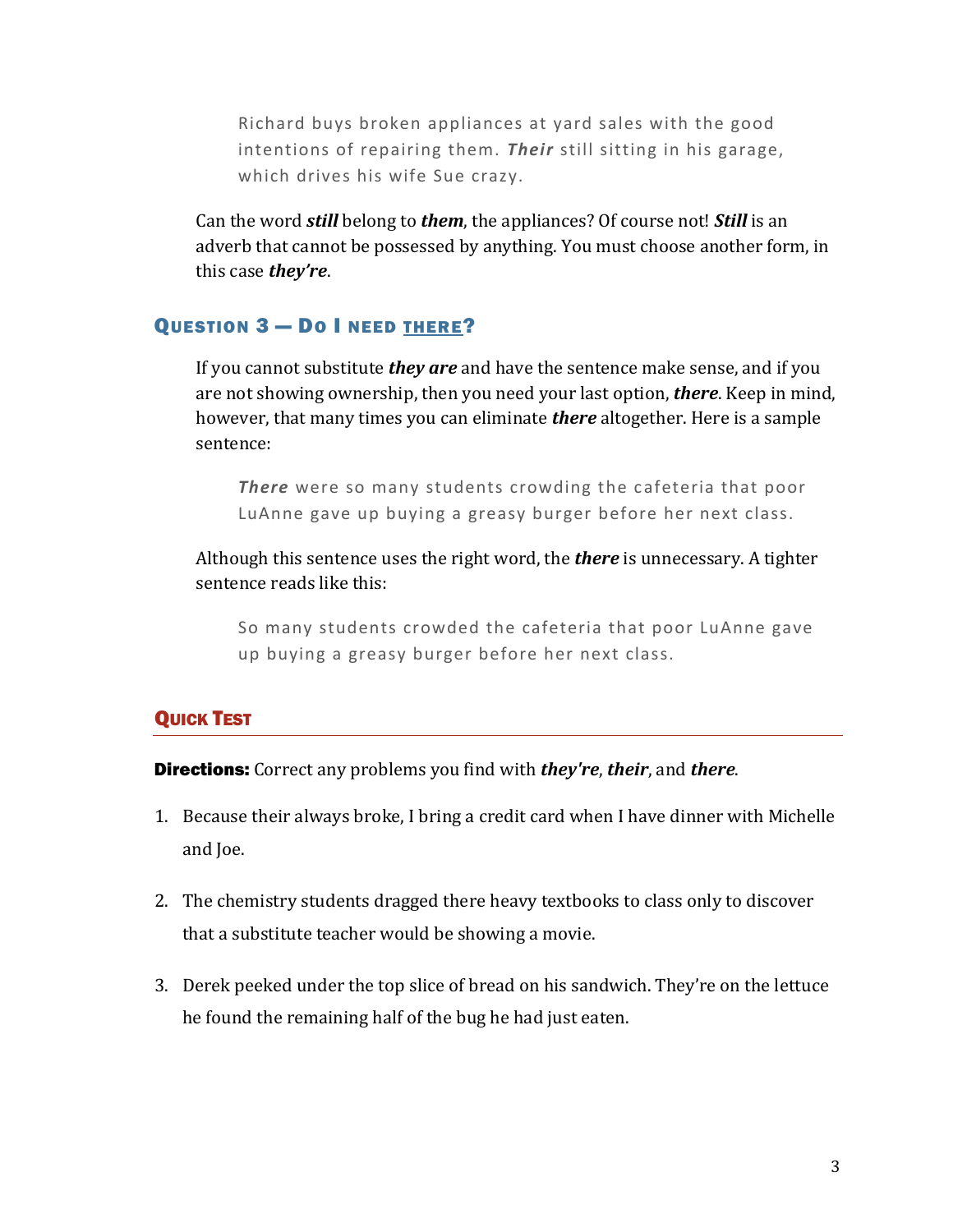> Richard buys broken appliances at yard sales with the good intentions of repairing them. ***Their*** still sitting in his garage, which drives his wife Sue crazy.

Can the word ***still*** belong to ***them***, the appliances? Of course not! ***Still*** is an adverb that cannot be possessed by anything. You must choose another form, in this case ***they're***.

### Question 3 — Do I need there?

If you cannot substitute ***they are*** and have the sentence make sense, and if you are not showing ownership, then you need your last option, ***there***. Keep in mind, however, that many times you can eliminate ***there*** altogether. Here is a sample sentence:

> ***There*** were so many students crowding the cafeteria that poor LuAnne gave up buying a greasy burger before her next class.

Although this sentence uses the right word, the ***there*** is unnecessary. A tighter sentence reads like this:

> So many students crowded the cafeteria that poor LuAnne gave up buying a greasy burger before her next class.

## Quick Test

**Directions:** Correct any problems you find with ***they're***, ***their***, and ***there***.

1. Because their always broke, I bring a credit card when I have dinner with Michelle and Joe.

2. The chemistry students dragged there heavy textbooks to class only to discover that a substitute teacher would be showing a movie.

3. Derek peeked under the top slice of bread on his sandwich. They're on the lettuce he found the remaining half of the bug he had just eaten.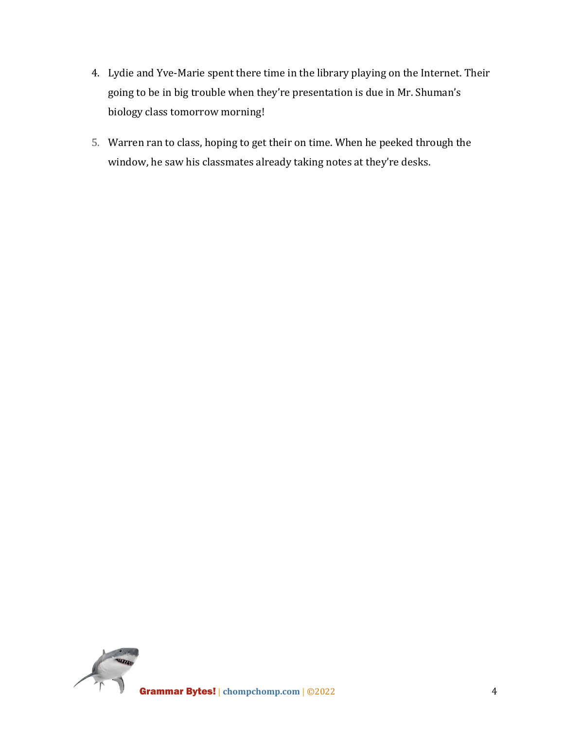4. Lydie and Yve-Marie spent there time in the library playing on the Internet. Their going to be in big trouble when they're presentation is due in Mr. Shuman's biology class tomorrow morning!

5. Warren ran to class, hoping to get their on time. When he peeked through the window, he saw his classmates already taking notes at they're desks.